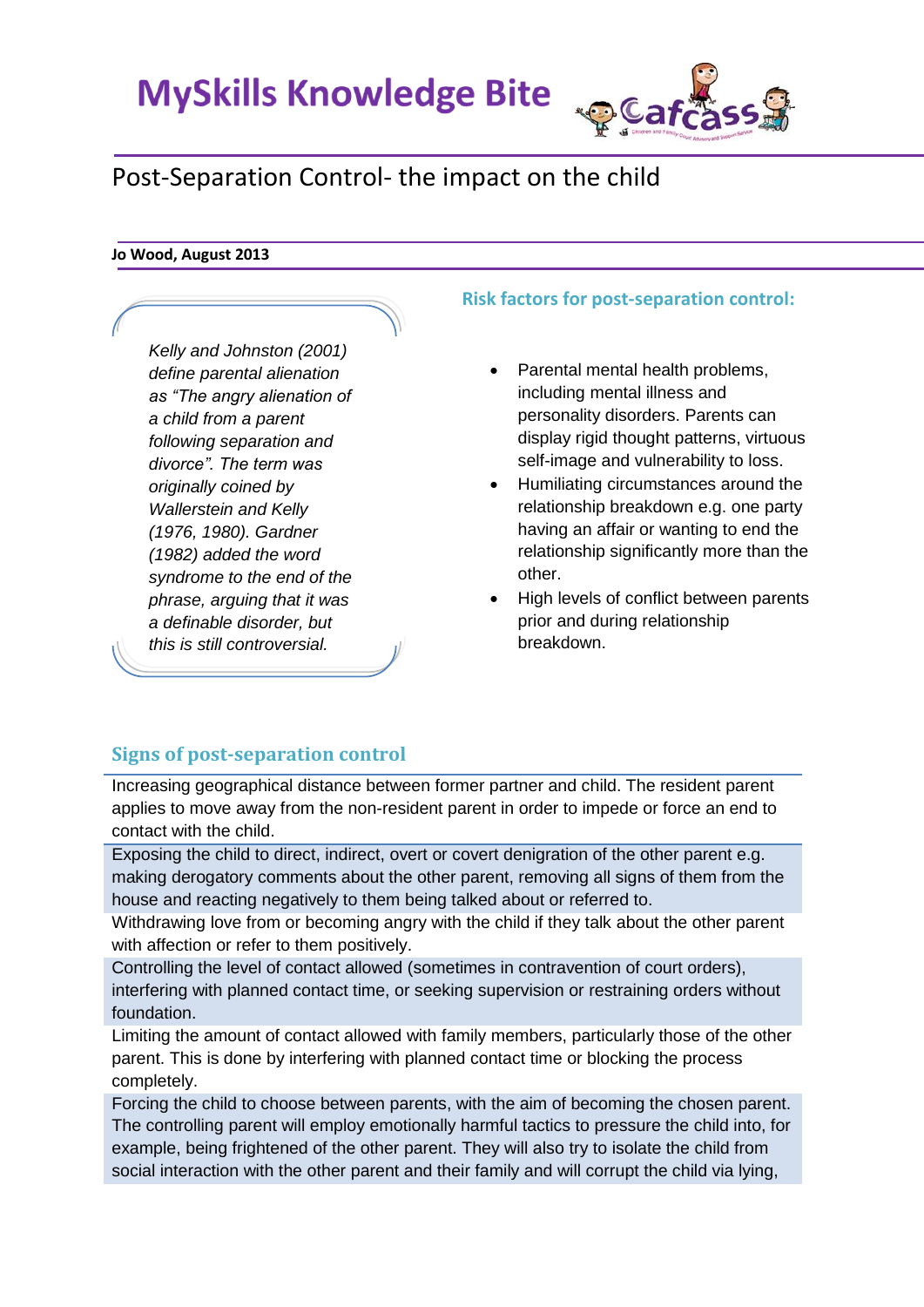# MySkills Knowledge Bite

## Post-Separation Control- the impact on the child

**Jo Wood, August 2013**

*Kelly and Johnston (2001) define parental alienation as "The angry alienation of a child from a parent following separation and divorce". The term was originally coined by Wallerstein and Kelly (1976, 1980). Gardner (1982) added the word syndrome to the end of the phrase, arguing that it was a definable disorder, but this is still controversial.*

### Risk factors for post-separation control:

- Parental mental health problems, including mental illness and personality disorders. Parents can display rigid thought patterns, virtuous self-image and vulnerability to loss.
- Humiliating circumstances around the relationship breakdown e.g. one party having an affair or wanting to end the relationship significantly more than the other.
- High levels of conflict between parents prior and during relationship breakdown.

### Signs of post-separation control

Increasing geographical distance between former partner and child. The resident parent applies to move away from the non-resident parent in order to impede or force an end to contact with the child.

Exposing the child to direct, indirect, overt or covert denigration of the other parent e.g. making derogatory comments about the other parent, removing all signs of them from the house and reacting negatively to them being talked about or referred to.

Withdrawing love from or becoming angry with the child if they talk about the other parent with affection or refer to them positively.

Controlling the level of contact allowed (sometimes in contravention of court orders), interfering with planned contact time, or seeking supervision or restraining orders without foundation.

Limiting the amount of contact allowed with family members, particularly those of the other parent. This is done by interfering with planned contact time or blocking the process completely.

Forcing the child to choose between parents, with the aim of becoming the chosen parent. The controlling parent will employ emotionally harmful tactics to pressure the child into, for example, being frightened of the other parent. They will also try to isolate the child from social interaction with the other parent and their family and will corrupt the child via lying,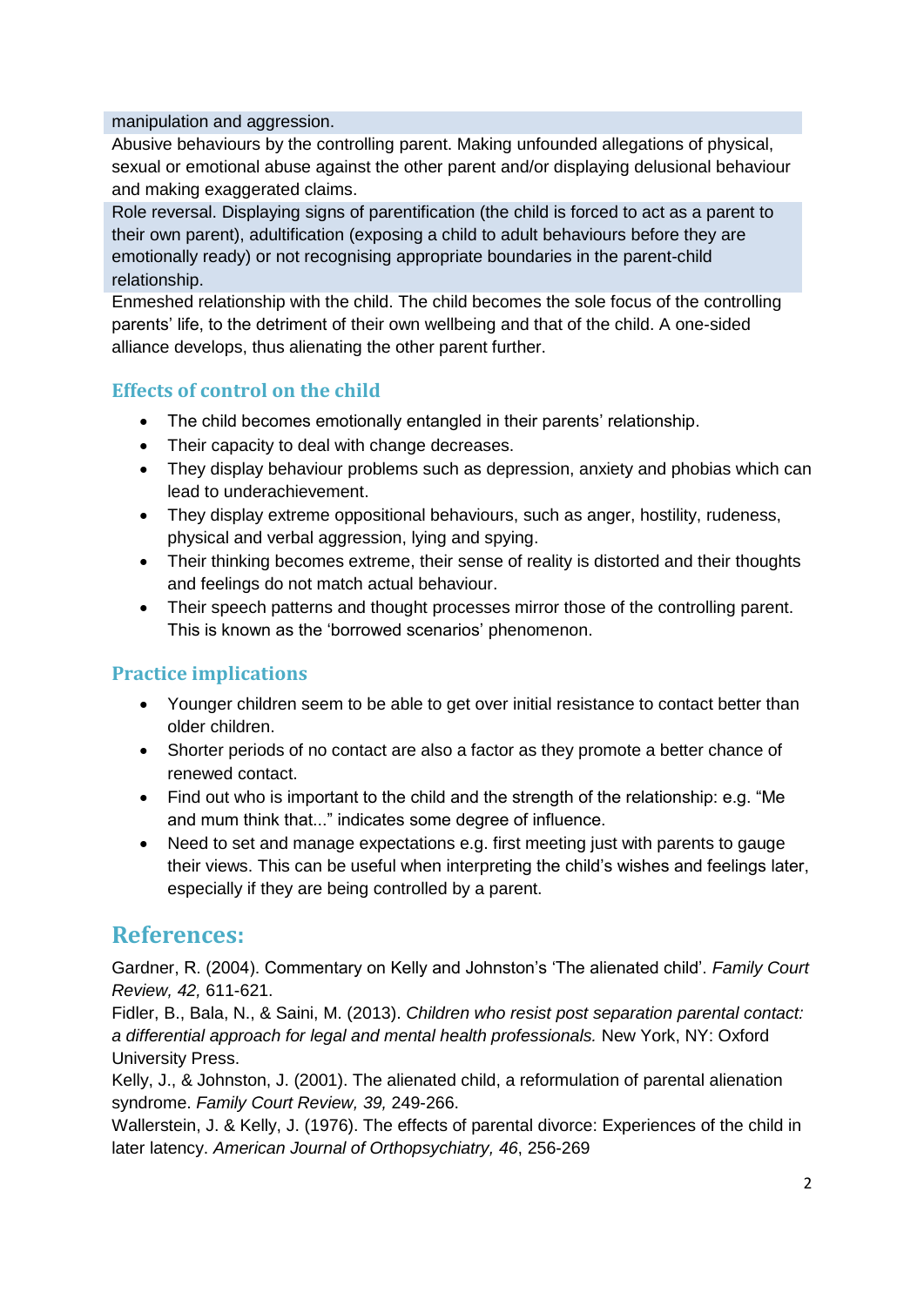manipulation and aggression.

Abusive behaviours by the controlling parent. Making unfounded allegations of physical, sexual or emotional abuse against the other parent and/or displaying delusional behaviour and making exaggerated claims.

Role reversal. Displaying signs of parentification (the child is forced to act as a parent to their own parent), adultification (exposing a child to adult behaviours before they are emotionally ready) or not recognising appropriate boundaries in the parent-child relationship.

Enmeshed relationship with the child. The child becomes the sole focus of the controlling parents' life, to the detriment of their own wellbeing and that of the child. A one-sided alliance develops, thus alienating the other parent further.

### Effects of control on the child

- The child becomes emotionally entangled in their parents' relationship.
- Their capacity to deal with change decreases.
- They display behaviour problems such as depression, anxiety and phobias which can lead to underachievement.
- They display extreme oppositional behaviours, such as anger, hostility, rudeness, physical and verbal aggression, lying and spying.
- Their thinking becomes extreme, their sense of reality is distorted and their thoughts and feelings do not match actual behaviour.
- Their speech patterns and thought processes mirror those of the controlling parent. This is known as the 'borrowed scenarios' phenomenon.

### Practice implications

- Younger children seem to be able to get over initial resistance to contact better than older children.
- Shorter periods of no contact are also a factor as they promote a better chance of renewed contact.
- Find out who is important to the child and the strength of the relationship: e.g. "Me and mum think that..." indicates some degree of influence.
- Need to set and manage expectations e.g. first meeting just with parents to gauge their views. This can be useful when interpreting the child's wishes and feelings later, especially if they are being controlled by a parent.

## References:

Gardner, R. (2004). Commentary on Kelly and Johnston's 'The alienated child'. *Family Court Review, 42,* 611-621.

Fidler, B., Bala, N., & Saini, M. (2013). *Children who resist post separation parental contact: a differential approach for legal and mental health professionals.* New York, NY: Oxford University Press.

Kelly, J., & Johnston, J. (2001). The alienated child, a reformulation of parental alienation syndrome. *Family Court Review, 39,* 249-266.

Wallerstein, J. & Kelly, J. (1976). The effects of parental divorce: Experiences of the child in later latency. *American Journal of Orthopsychiatry, 46*, 256-269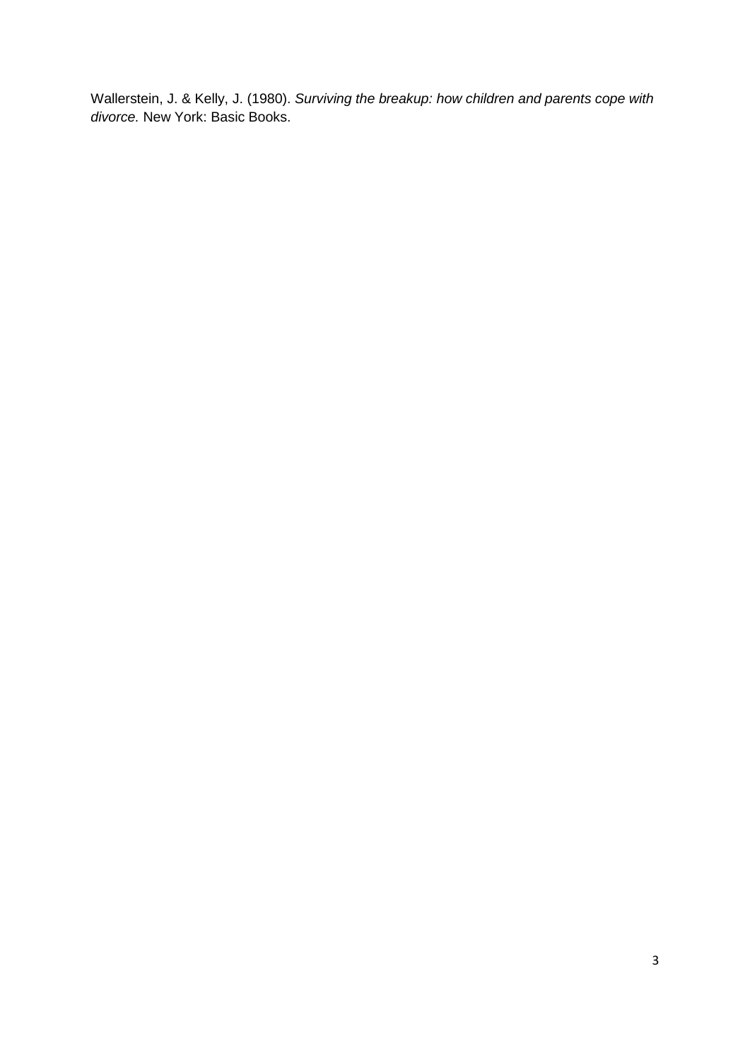Wallerstein, J. & Kelly, J. (1980). *Surviving the breakup: how children and parents cope with divorce.* New York: Basic Books.